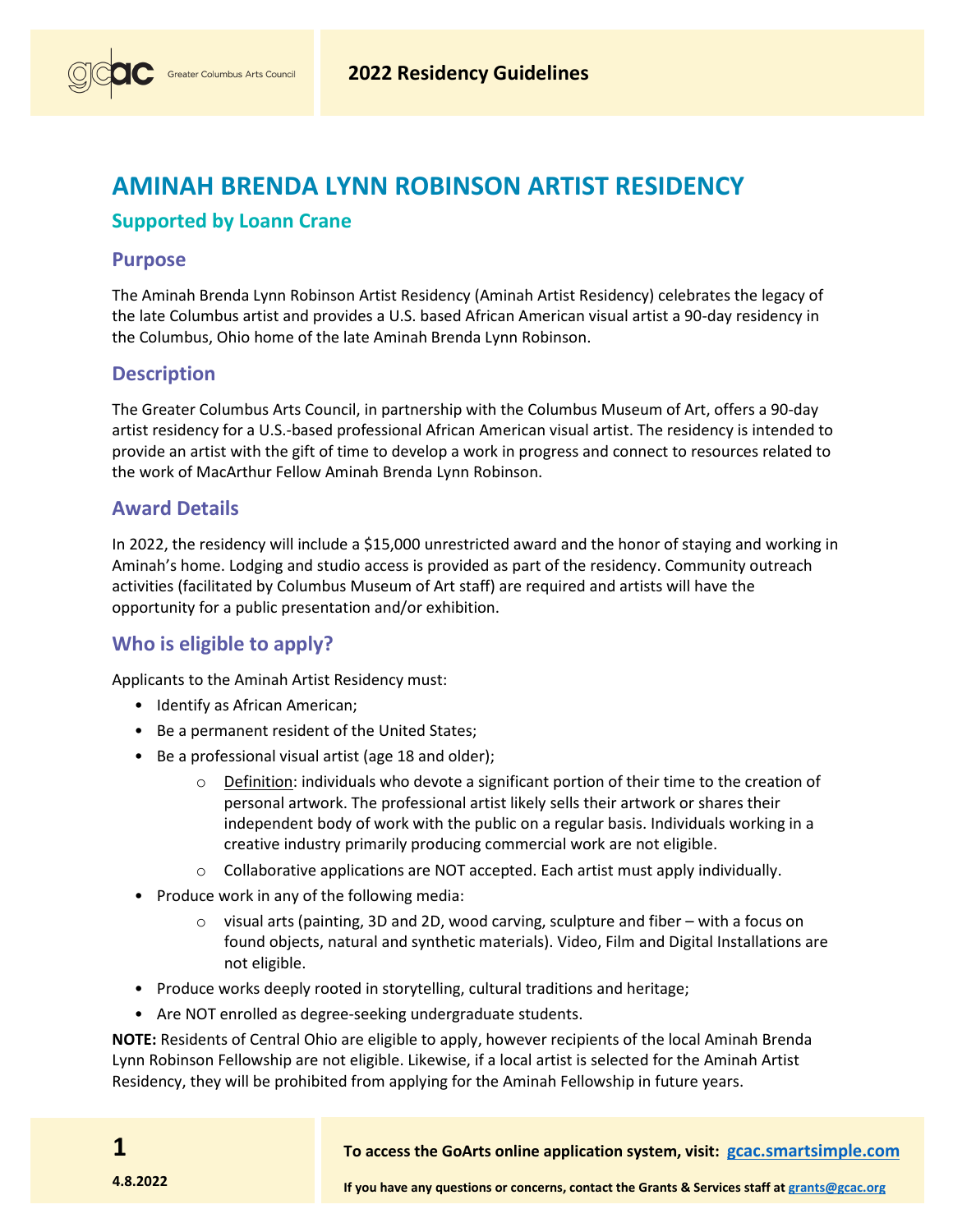# AMINAH BRENDA LYNN ROBINSON ARTIST RESIDENCY

## Supported by Loann Crane

### Purpose

The Aminah Brenda Lynn Robinson Artist Residency (Aminah Artist Residency) celebrates the legacy of the late Columbus artist and provides a U.S. based African American visual artist a 90-day residency in the Columbus, Ohio home of the late Aminah Brenda Lynn Robinson.

### Description

The Greater Columbus Arts Council, in partnership with the Columbus Museum of Art, offers a 90-day artist residency for a U.S.-based professional African American visual artist. The residency is intended to provide an artist with the gift of time to develop a work in progress and connect to resources related to the work of MacArthur Fellow Aminah Brenda Lynn Robinson.

### Award Details

In 2022, the residency will include a $15,000 unrestricted award and the honor of staying and working in Aminah's home. Lodging and studio access is provided as part of the residency. Community outreach activities (facilitated by Columbus Museum of Art staff) are required and artists will have the opportunity for a public presentation and/or exhibition.

### Who is eligible to apply?

Applicants to the Aminah Artist Residency must:

- Identify as African American;
- Be a permanent resident of the United States;
- Be a professional visual artist (age 18 and older);
  - Definition: individuals who devote a significant portion of their time to the creation of personal artwork. The professional artist likely sells their artwork or shares their independent body of work with the public on a regular basis. Individuals working in a creative industry primarily producing commercial work are not eligible.
  - Collaborative applications are NOT accepted. Each artist must apply individually.
- Produce work in any of the following media:
  - visual arts (painting, 3D and 2D, wood carving, sculpture and fiber – with a focus on found objects, natural and synthetic materials). Video, Film and Digital Installations are not eligible.
- Produce works deeply rooted in storytelling, cultural traditions and heritage;
- Are NOT enrolled as degree-seeking undergraduate students.

**NOTE:** Residents of Central Ohio are eligible to apply, however recipients of the local Aminah Brenda Lynn Robinson Fellowship are not eligible. Likewise, if a local artist is selected for the Aminah Artist Residency, they will be prohibited from applying for the Aminah Fellowship in future years.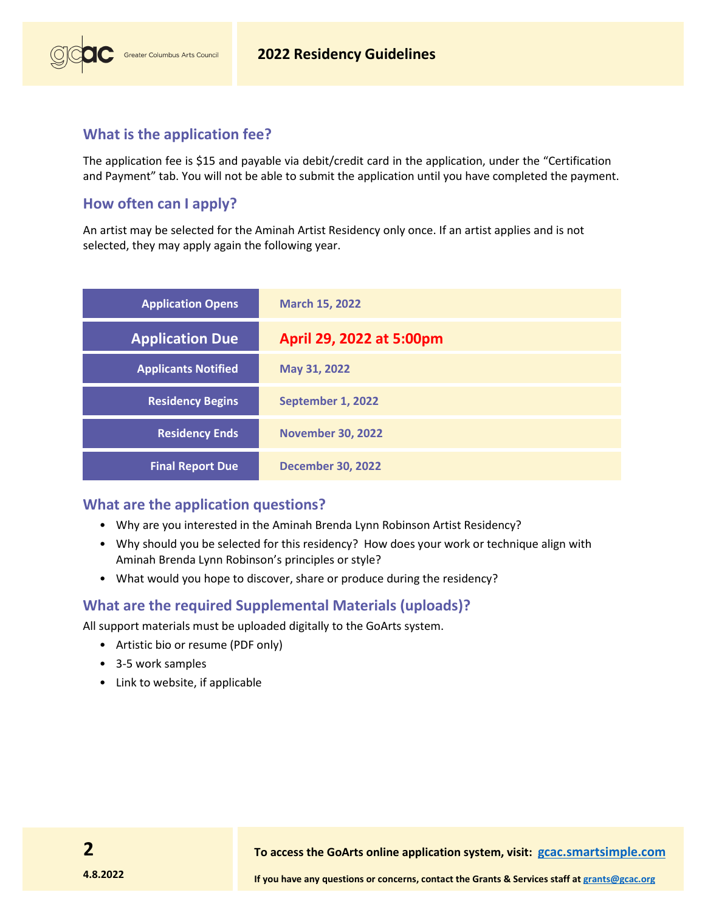## What is the application fee?

The application fee is $15 and payable via debit/credit card in the application, under the "Certification and Payment" tab. You will not be able to submit the application until you have completed the payment.

## How often can I apply?

An artist may be selected for the Aminah Artist Residency only once. If an artist applies and is not selected, they may apply again the following year.

| | |
|---|---|
| **Application Opens** | **March 15, 2022** |
| **Application Due** | **April 29, 2022 at 5:00pm** |
| **Applicants Notified** | **May 31, 2022** |
| **Residency Begins** | **September 1, 2022** |
| **Residency Ends** | **November 30, 2022** |
| **Final Report Due** | **December 30, 2022** |

## What are the application questions?

- Why are you interested in the Aminah Brenda Lynn Robinson Artist Residency?
- Why should you be selected for this residency? How does your work or technique align with Aminah Brenda Lynn Robinson's principles or style?
- What would you hope to discover, share or produce during the residency?

## What are the required Supplemental Materials (uploads)?

All support materials must be uploaded digitally to the GoArts system.

- Artistic bio or resume (PDF only)
- 3-5 work samples
- Link to website, if applicable

**To access the GoArts online application system, visit: gcac.smartsimple.com**

**If you have any questions or concerns, contact the Grants & Services staff at grants@gcac.org**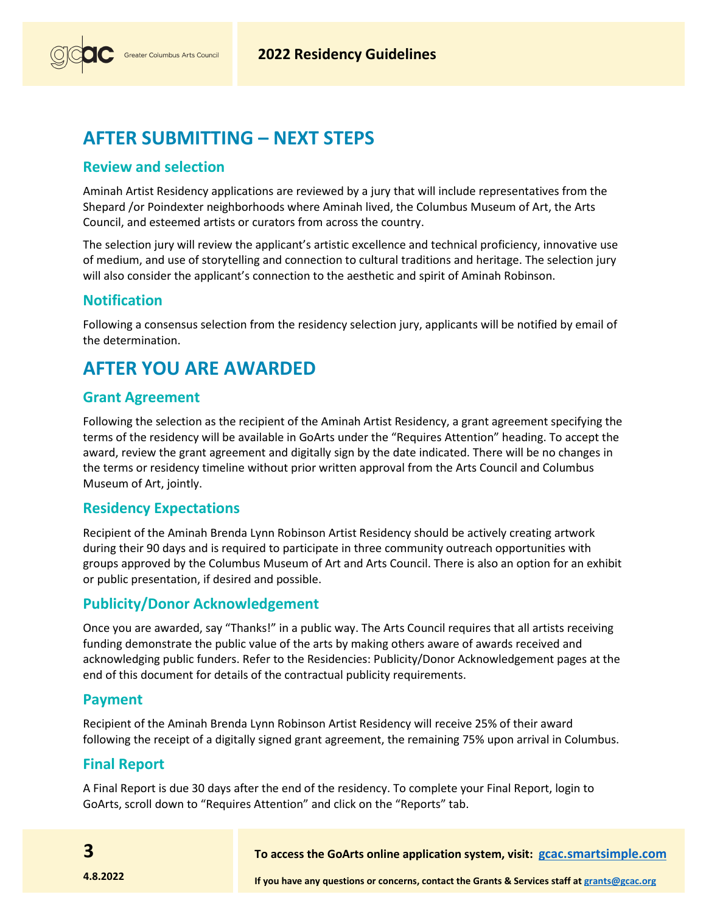# AFTER SUBMITTING – NEXT STEPS

## Review and selection

Aminah Artist Residency applications are reviewed by a jury that will include representatives from the Shepard /or Poindexter neighborhoods where Aminah lived, the Columbus Museum of Art, the Arts Council, and esteemed artists or curators from across the country.

The selection jury will review the applicant's artistic excellence and technical proficiency, innovative use of medium, and use of storytelling and connection to cultural traditions and heritage. The selection jury will also consider the applicant's connection to the aesthetic and spirit of Aminah Robinson.

## Notification

Following a consensus selection from the residency selection jury, applicants will be notified by email of the determination.

# AFTER YOU ARE AWARDED

## Grant Agreement

Following the selection as the recipient of the Aminah Artist Residency, a grant agreement specifying the terms of the residency will be available in GoArts under the "Requires Attention" heading. To accept the award, review the grant agreement and digitally sign by the date indicated. There will be no changes in the terms or residency timeline without prior written approval from the Arts Council and Columbus Museum of Art, jointly.

## Residency Expectations

Recipient of the Aminah Brenda Lynn Robinson Artist Residency should be actively creating artwork during their 90 days and is required to participate in three community outreach opportunities with groups approved by the Columbus Museum of Art and Arts Council. There is also an option for an exhibit or public presentation, if desired and possible.

## Publicity/Donor Acknowledgement

Once you are awarded, say "Thanks!" in a public way. The Arts Council requires that all artists receiving funding demonstrate the public value of the arts by making others aware of awards received and acknowledging public funders. Refer to the Residencies: Publicity/Donor Acknowledgement pages at the end of this document for details of the contractual publicity requirements.

## Payment

Recipient of the Aminah Brenda Lynn Robinson Artist Residency will receive 25% of their award following the receipt of a digitally signed grant agreement, the remaining 75% upon arrival in Columbus.

## Final Report

A Final Report is due 30 days after the end of the residency. To complete your Final Report, login to GoArts, scroll down to "Requires Attention" and click on the "Reports" tab.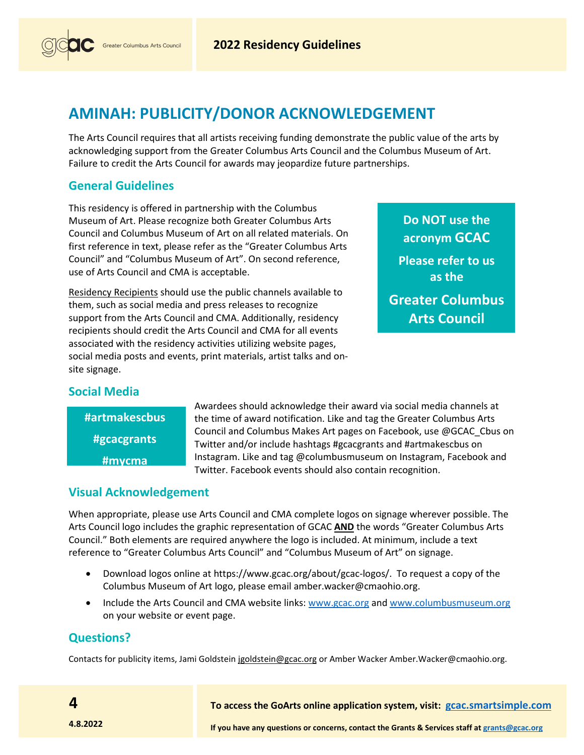# AMINAH: PUBLICITY/DONOR ACKNOWLEDGEMENT

The Arts Council requires that all artists receiving funding demonstrate the public value of the arts by acknowledging support from the Greater Columbus Arts Council and the Columbus Museum of Art. Failure to credit the Arts Council for awards may jeopardize future partnerships.

## General Guidelines

This residency is offered in partnership with the Columbus Museum of Art. Please recognize both Greater Columbus Arts Council and Columbus Museum of Art on all related materials. On first reference in text, please refer as the "Greater Columbus Arts Council" and "Columbus Museum of Art". On second reference, use of Arts Council and CMA is acceptable.

**Do NOT use the acronym GCAC**

**Please refer to us as the**

**Greater Columbus Arts Council**

Residency Recipients should use the public channels available to them, such as social media and press releases to recognize support from the Arts Council and CMA. Additionally, residency recipients should credit the Arts Council and CMA for all events associated with the residency activities utilizing website pages, social media posts and events, print materials, artist talks and on-site signage.

## Social Media

**#artmakescbus**

**#gcacgrants**

**#mycma**

Awardees should acknowledge their award via social media channels at the time of award notification. Like and tag the Greater Columbus Arts Council and Columbus Makes Art pages on Facebook, use @GCAC_Cbus on Twitter and/or include hashtags #gcacgrants and #artmakescbus on Instagram. Like and tag @columbusmuseum on Instagram, Facebook and Twitter. Facebook events should also contain recognition.

## Visual Acknowledgement

When appropriate, please use Arts Council and CMA complete logos on signage wherever possible. The Arts Council logo includes the graphic representation of GCAC **AND** the words "Greater Columbus Arts Council." Both elements are required anywhere the logo is included. At minimum, include a text reference to "Greater Columbus Arts Council" and "Columbus Museum of Art" on signage.

- Download logos online at https://www.gcac.org/about/gcac-logos/. To request a copy of the Columbus Museum of Art logo, please email amber.wacker@cmaohio.org.
- Include the Arts Council and CMA website links: www.gcac.org and www.columbusmuseum.org on your website or event page.

## Questions?

Contacts for publicity items, Jami Goldstein jgoldstein@gcac.org or Amber Wacker Amber.Wacker@cmaohio.org.